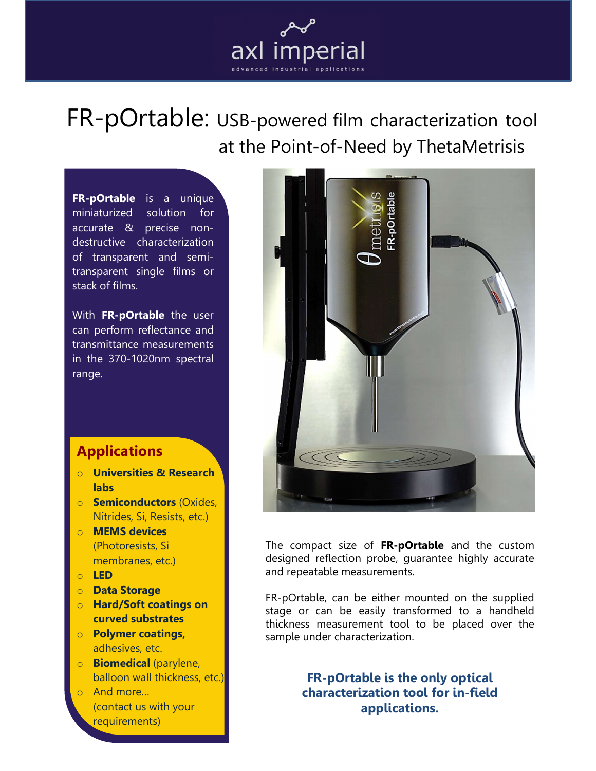axl imperial

advanced industrial applications

# FR-pOrtable: USB-powered film characterization tool at the Point-of-Need by ThetaMetrisis

**FR-pOrtable** is a unique miniaturized solution for accurate & precise non-destructive characterization of transparent and semi-transparent single films or stack of films.

With **FR-pOrtable** the user can perform reflectance and transmittance measurements in the 370-1020nm spectral range.

## Applications

- **Universities & Research labs**
- **Semiconductors** (Oxides, Nitrides, Si, Resists, etc.)
- **MEMS devices** (Photoresists, Si membranes, etc.)
- **LED**
- **Data Storage**
- **Hard/Soft coatings on curved substrates**
- **Polymer coatings,** adhesives, etc.
- **Biomedical** (parylene, balloon wall thickness, etc.)
- And more… (contact us with your requirements)

The compact size of **FR-pOrtable** and the custom designed reflection probe, guarantee highly accurate and repeatable measurements.

FR-pOrtable, can be either mounted on the supplied stage or can be easily transformed to a handheld thickness measurement tool to be placed over the sample under characterization.

**FR-pOrtable is the only optical characterization tool for in-field applications.**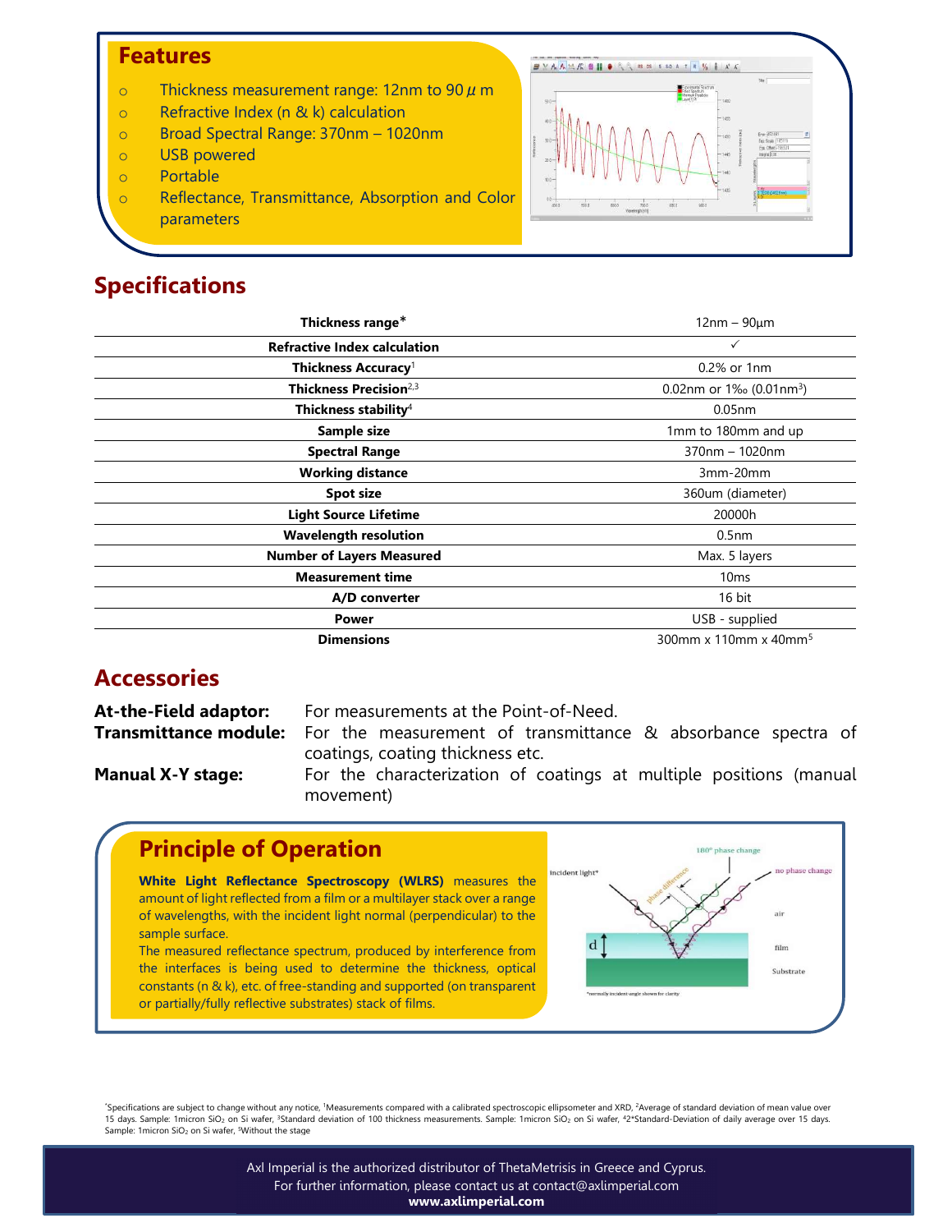## Features

- Thickness measurement range: 12nm to 90 μ m
- Refractive Index (n & k) calculation
- Broad Spectral Range: 370nm – 1020nm
- USB powered
- Portable
- Reflectance, Transmittance, Absorption and Color parameters

## Specifications

| | |
|---|---|
| **Thickness range*** | 12nm – 90μm |
| **Refractive Index calculation** | ✓ |
| **Thickness Accuracy**[1] | 0.2% or 1nm |
| **Thickness Precision**[2,3] | 0.02nm or 1‰ (0.01nm[3]) |
| **Thickness stability**[4] | 0.05nm |
| **Sample size** | 1mm to 180mm and up |
| **Spectral Range** | 370nm – 1020nm |
| **Working distance** | 3mm-20mm |
| **Spot size** | 360um (diameter) |
| **Light Source Lifetime** | 20000h |
| **Wavelength resolution** | 0.5nm |
| **Number of Layers Measured** | Max. 5 layers |
| **Measurement time** | 10ms |
| **A/D converter** | 16 bit |
| **Power** | USB - supplied |
| **Dimensions** | 300mm x 110mm x 40mm[5] |

## Accessories

**At-the-Field adaptor:** For measurements at the Point-of-Need.

**Transmittance module:** For the measurement of transmittance & absorbance spectra of coatings, coating thickness etc.

**Manual X-Y stage:** For the characterization of coatings at multiple positions (manual movement)

## Principle of Operation

**White Light Reflectance Spectroscopy (WLRS)** measures the amount of light reflected from a film or a multilayer stack over a range of wavelengths, with the incident light normal (perpendicular) to the sample surface.

The measured reflectance spectrum, produced by interference from the interfaces is being used to determine the thickness, optical constants (n & k), etc. of free-standing and supported (on transparent or partially/fully reflective substrates) stack of films.

180° phase change

Incident light*

no phase change

phase difference

air

d

film

Substrate

*normally incident-angle shown for clarity

*Specifications are subject to change without any notice, [1]Measurements compared with a calibrated spectroscopic ellipsometer and XRD, [2]Average of standard deviation of mean value over 15 days. Sample: 1micron $SiO_2$ on Si wafer, [3]Standard deviation of 100 thickness measurements. Sample: 1micron $SiO_2$ on Si wafer, [4]2*Standard-Deviation of daily average over 15 days. Sample: 1micron $SiO_2$ on Si wafer, [5]Without the stage

Axl Imperial is the authorized distributor of ThetaMetrisis in Greece and Cyprus.
For further information, please contact us at contact@axlimperial.com
**www.axlimperial.com**